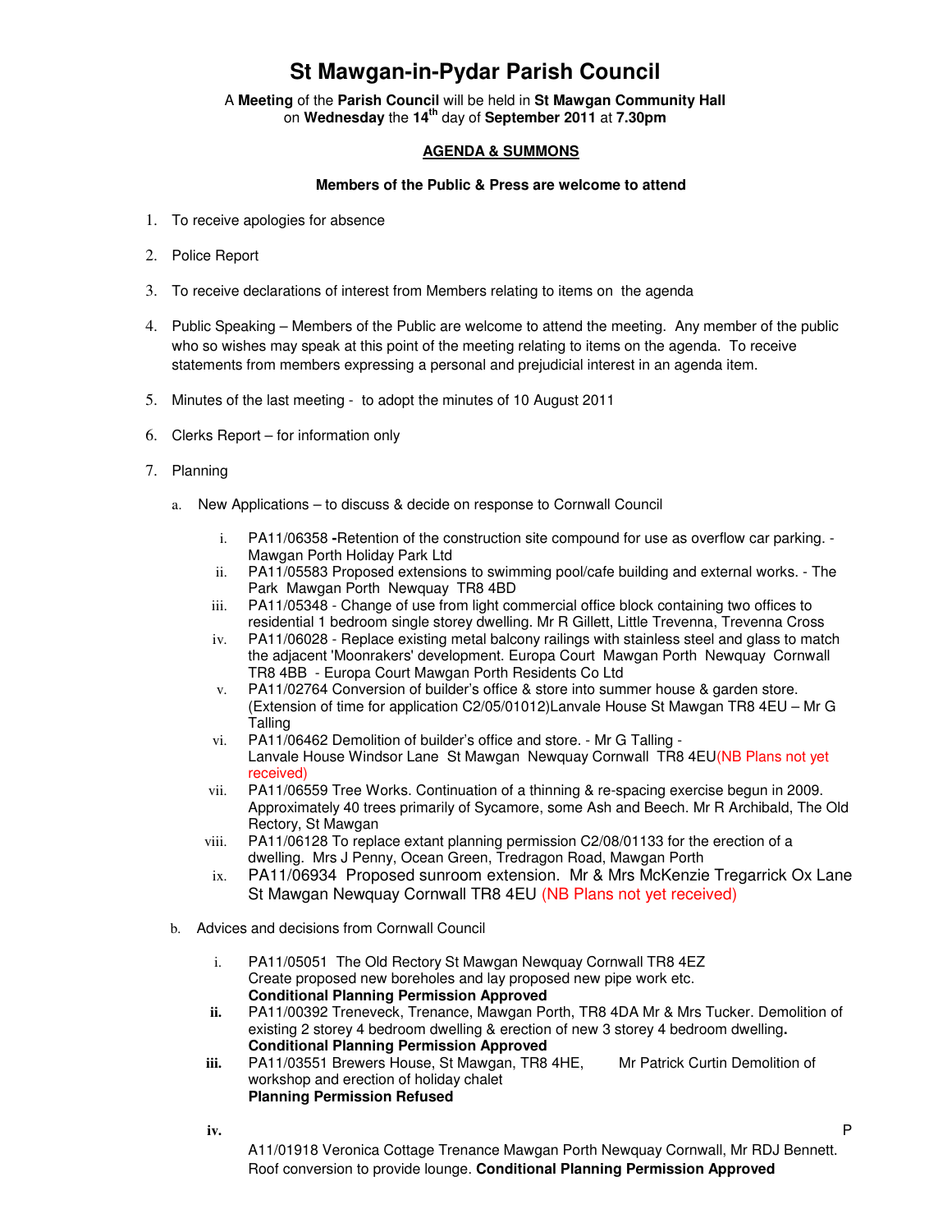# St Mawgan-in-Pydar Parish Council

A **Meeting** of the **Parish Council** will be held in **St Mawgan Community Hall** on **Wednesday** the **14th** day of **September 2011** at **7.30pm**

## AGENDA & SUMMONS

**Members of the Public & Press are welcome to attend**

1. To receive apologies for absence
2. Police Report
3. To receive declarations of interest from Members relating to items on the agenda
4. Public Speaking – Members of the Public are welcome to attend the meeting. Any member of the public who so wishes may speak at this point of the meeting relating to items on the agenda. To receive statements from members expressing a personal and prejudicial interest in an agenda item.
5. Minutes of the last meeting - to adopt the minutes of 10 August 2011
6. Clerks Report – for information only
7. Planning

   a. New Applications – to discuss & decide on response to Cornwall Council

      i. PA11/06358 **-**Retention of the construction site compound for use as overflow car parking. - Mawgan Porth Holiday Park Ltd
      ii. PA11/05583 Proposed extensions to swimming pool/cafe building and external works. - The Park Mawgan Porth Newquay TR8 4BD
      iii. PA11/05348 - Change of use from light commercial office block containing two offices to residential 1 bedroom single storey dwelling. Mr R Gillett, Little Trevenna, Trevenna Cross
      iv. PA11/06028 - Replace existing metal balcony railings with stainless steel and glass to match the adjacent 'Moonrakers' development. Europa Court Mawgan Porth Newquay Cornwall TR8 4BB - Europa Court Mawgan Porth Residents Co Ltd
      v. PA11/02764 Conversion of builder's office & store into summer house & garden store. (Extension of time for application C2/05/01012)Lanvale House St Mawgan TR8 4EU – Mr G Talling
      vi. PA11/06462 Demolition of builder's office and store. - Mr G Talling - Lanvale House Windsor Lane St Mawgan Newquay Cornwall TR8 4EU(NB Plans not yet received)
      vii. PA11/06559 Tree Works. Continuation of a thinning & re-spacing exercise begun in 2009. Approximately 40 trees primarily of Sycamore, some Ash and Beech. Mr R Archibald, The Old Rectory, St Mawgan
      viii. PA11/06128 To replace extant planning permission C2/08/01133 for the erection of a dwelling. Mrs J Penny, Ocean Green, Tredragon Road, Mawgan Porth
      ix. PA11/06934 Proposed sunroom extension. Mr & Mrs McKenzie Tregarrick Ox Lane St Mawgan Newquay Cornwall TR8 4EU (NB Plans not yet received)

   b. Advices and decisions from Cornwall Council

      i. PA11/05051 The Old Rectory St Mawgan Newquay Cornwall TR8 4EZ
      Create proposed new boreholes and lay proposed new pipe work etc.
      **Conditional Planning Permission Approved**
      **ii.** PA11/00392 Treneveck, Trenance, Mawgan Porth, TR8 4DA Mr & Mrs Tucker. Demolition of existing 2 storey 4 bedroom dwelling & erection of new 3 storey 4 bedroom dwelling**.**
      **Conditional Planning Permission Approved**
      **iii.** PA11/03551 Brewers House, St Mawgan, TR8 4HE, Mr Patrick Curtin Demolition of workshop and erection of holiday chalet
      **Planning Permission Refused**
      **iv.** PA11/01918 Veronica Cottage Trenance Mawgan Porth Newquay Cornwall, Mr RDJ Bennett. Roof conversion to provide lounge. **Conditional Planning Permission Approved**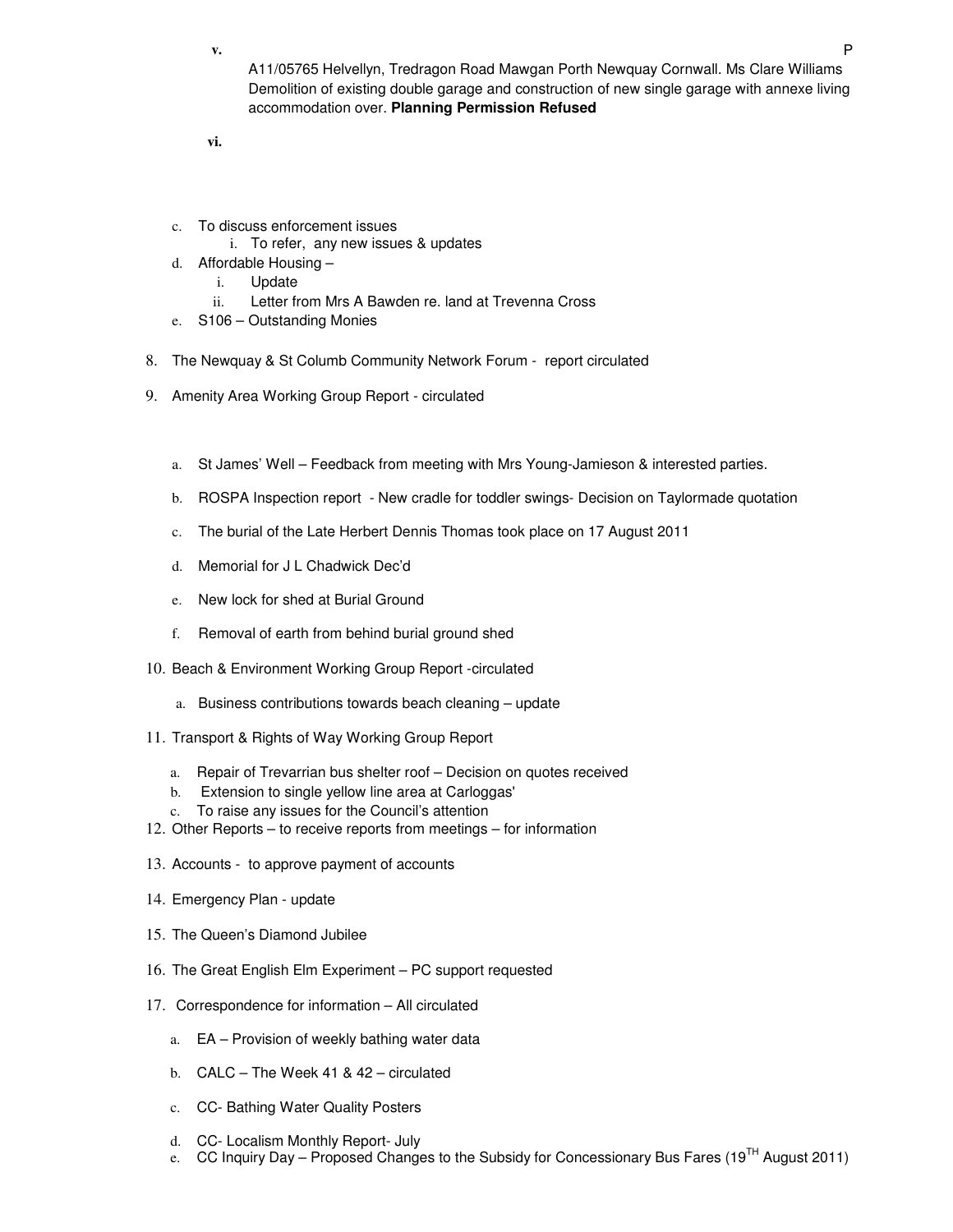v. A11/05765 Helvellyn, Tredragon Road Mawgan Porth Newquay Cornwall. Ms Clare Williams Demolition of existing double garage and construction of new single garage with annexe living accommodation over. **Planning Permission Refused**

vi.

c. To discuss enforcement issues
   i. To refer, any new issues & updates
d. Affordable Housing –
   i. Update
   ii. Letter from Mrs A Bawden re. land at Trevenna Cross
e. S106 – Outstanding Monies

8. The Newquay & St Columb Community Network Forum - report circulated

9. Amenity Area Working Group Report - circulated

   a. St James' Well – Feedback from meeting with Mrs Young-Jamieson & interested parties.
   b. ROSPA Inspection report - New cradle for toddler swings- Decision on Taylormade quotation
   c. The burial of the Late Herbert Dennis Thomas took place on 17 August 2011
   d. Memorial for J L Chadwick Dec'd
   e. New lock for shed at Burial Ground
   f. Removal of earth from behind burial ground shed

10. Beach & Environment Working Group Report -circulated

    a. Business contributions towards beach cleaning – update

11. Transport & Rights of Way Working Group Report

    a. Repair of Trevarrian bus shelter roof – Decision on quotes received
    b. Extension to single yellow line area at Carloggas'
    c. To raise any issues for the Council's attention

12. Other Reports – to receive reports from meetings – for information

13. Accounts - to approve payment of accounts

14. Emergency Plan - update

15. The Queen's Diamond Jubilee

16. The Great English Elm Experiment – PC support requested

17. Correspondence for information – All circulated

    a. EA – Provision of weekly bathing water data
    b. CALC – The Week 41 & 42 – circulated
    c. CC- Bathing Water Quality Posters
    d. CC- Localism Monthly Report- July
    e. CC Inquiry Day – Proposed Changes to the Subsidy for Concessionary Bus Fares (19TH August 2011)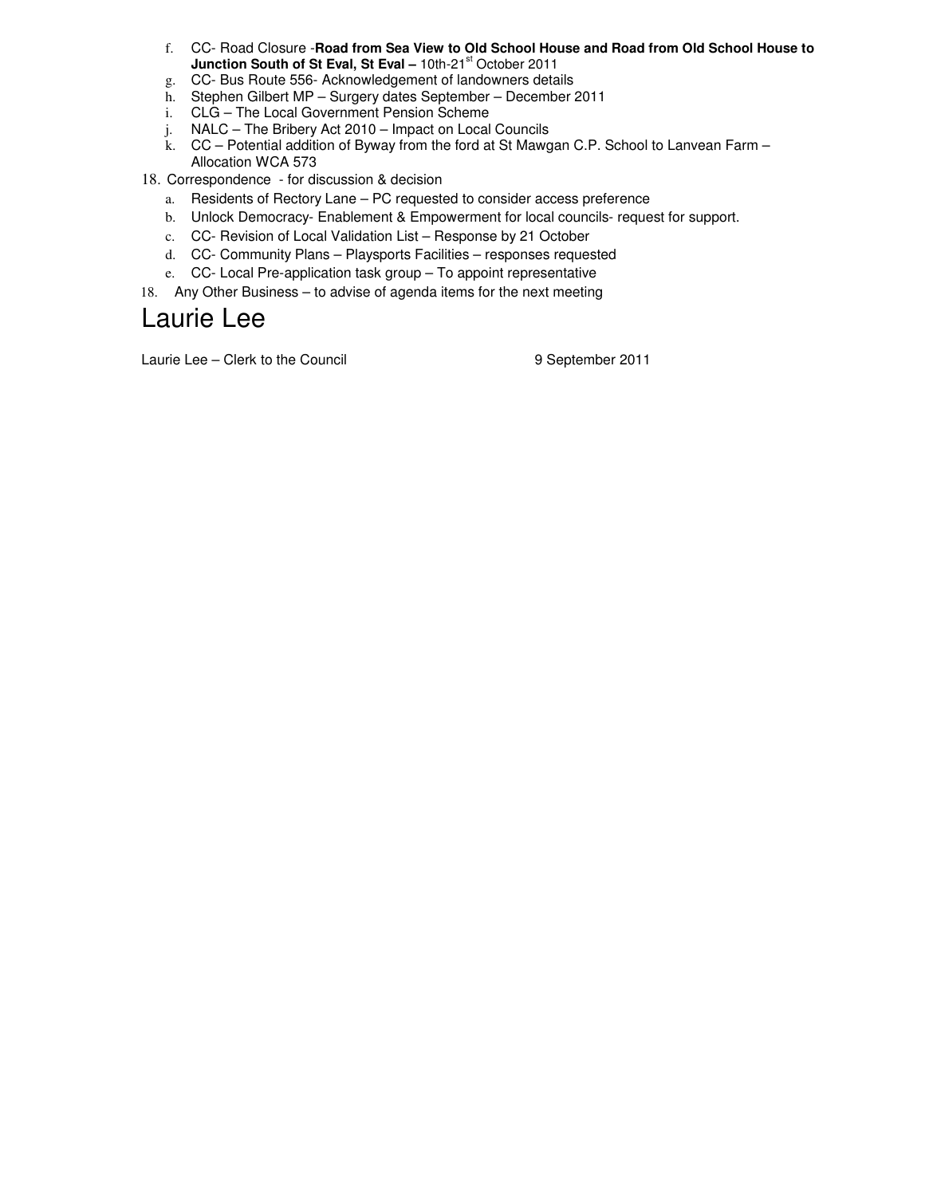f. CC- Road Closure -**Road from Sea View to Old School House and Road from Old School House to Junction South of St Eval, St Eval –** 10th-21st October 2011
g. CC- Bus Route 556- Acknowledgement of landowners details
h. Stephen Gilbert MP – Surgery dates September – December 2011
i. CLG – The Local Government Pension Scheme
j. NALC – The Bribery Act 2010 – Impact on Local Councils
k. CC – Potential addition of Byway from the ford at St Mawgan C.P. School to Lanvean Farm – Allocation WCA 573

18. Correspondence - for discussion & decision
    a. Residents of Rectory Lane – PC requested to consider access preference
    b. Unlock Democracy- Enablement & Empowerment for local councils- request for support.
    c. CC- Revision of Local Validation List – Response by 21 October
    d. CC- Community Plans – Playsports Facilities – responses requested
    e. CC- Local Pre-application task group – To appoint representative

18. Any Other Business – to advise of agenda items for the next meeting

Laurie Lee

Laurie Lee – Clerk to the Council 9 September 2011